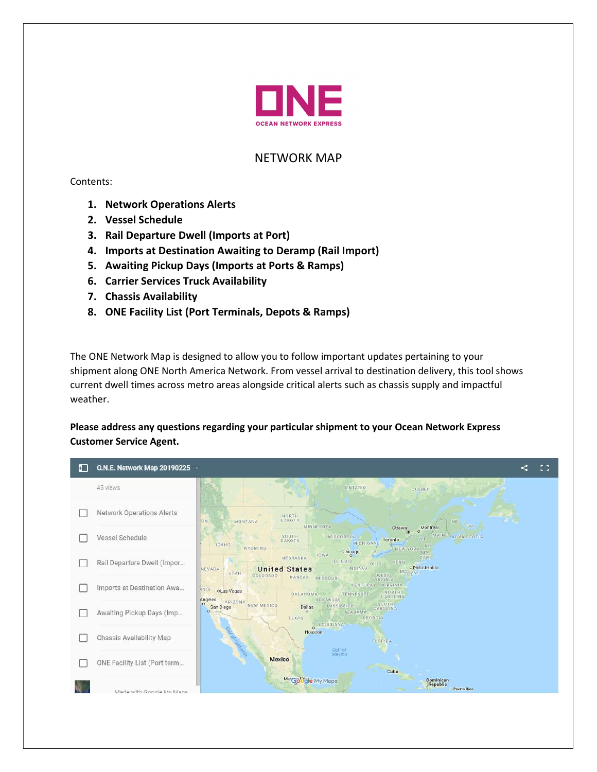# ONE

OCEAN NETWORK EXPRESS

## NETWORK MAP

Contents:

1. **Network Operations Alerts**
2. **Vessel Schedule**
3. **Rail Departure Dwell (Imports at Port)**
4. **Imports at Destination Awaiting to Deramp (Rail Import)**
5. **Awaiting Pickup Days (Imports at Ports & Ramps)**
6. **Carrier Services Truck Availability**
7. **Chassis Availability**
8. **ONE Facility List (Port Terminals, Depots & Ramps)**

The ONE Network Map is designed to allow you to follow important updates pertaining to your shipment along ONE North America Network. From vessel arrival to destination delivery, this tool shows current dwell times across metro areas alongside critical alerts such as chassis supply and impactful weather.

**Please address any questions regarding your particular shipment to your Ocean Network Express Customer Service Agent.**

O.N.E. Network Map 20190225

45 views

- Network Operations Alerts
- Vessel Schedule
- Rail Departure Dwell (Impor...
- Imports at Destination Awa...
- Awaiting Pickup Days (Imp...
- Chassis Availability Map
- ONE Facility List (Port term...

Made with Google My Maps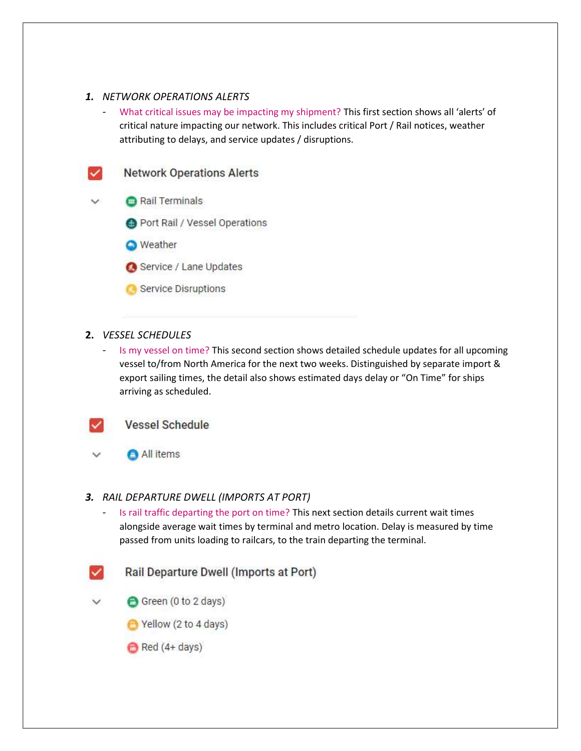1. *NETWORK OPERATIONS ALERTS*
   - What critical issues may be impacting my shipment? This first section shows all 'alerts' of critical nature impacting our network. This includes critical Port / Rail notices, weather attributing to delays, and service updates / disruptions.

Network Operations Alerts

- Rail Terminals
- Port Rail / Vessel Operations
- Weather
- Service / Lane Updates
- Service Disruptions

2. *VESSEL SCHEDULES*
   - Is my vessel on time? This second section shows detailed schedule updates for all upcoming vessel to/from North America for the next two weeks. Distinguished by separate import & export sailing times, the detail also shows estimated days delay or "On Time" for ships arriving as scheduled.

Vessel Schedule

- All items

3. *RAIL DEPARTURE DWELL (IMPORTS AT PORT)*
   - Is rail traffic departing the port on time? This next section details current wait times alongside average wait times by terminal and metro location. Delay is measured by time passed from units loading to railcars, to the train departing the terminal.

Rail Departure Dwell (Imports at Port)

- Green (0 to 2 days)
- Yellow (2 to 4 days)
- Red (4+ days)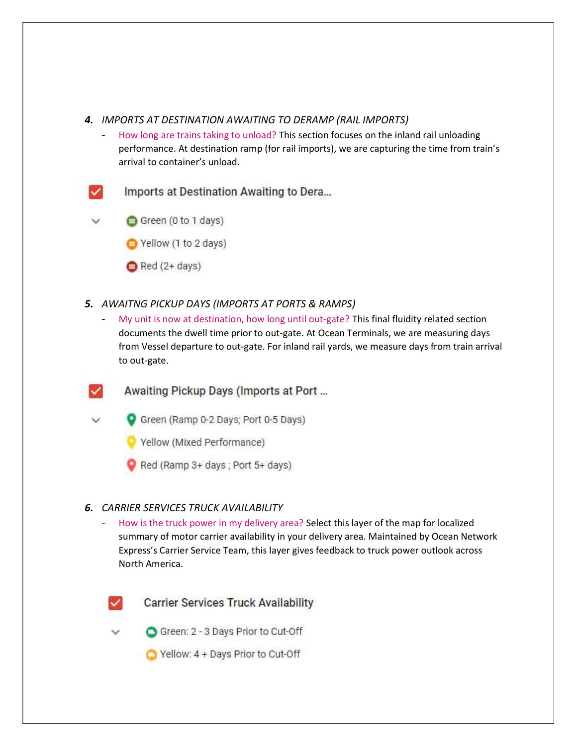4. ***IMPORTS AT DESTINATION AWAITING TO DERAMP (RAIL IMPORTS)***

   - How long are trains taking to unload? This section focuses on the inland rail unloading performance. At destination ramp (for rail imports), we are capturing the time from train's arrival to container's unload.

Imports at Destination Awaiting to Dera...

- Green (0 to 1 days)
- Yellow (1 to 2 days)
- Red (2+ days)

5. ***AWAITNG PICKUP DAYS (IMPORTS AT PORTS & RAMPS)***

   - My unit is now at destination, how long until out-gate? This final fluidity related section documents the dwell time prior to out-gate. At Ocean Terminals, we are measuring days from Vessel departure to out-gate. For inland rail yards, we measure days from train arrival to out-gate.

Awaiting Pickup Days (Imports at Port ...

- Green (Ramp 0-2 Days; Port 0-5 Days)
- Yellow (Mixed Performance)
- Red (Ramp 3+ days ; Port 5+ days)

6. ***CARRIER SERVICES TRUCK AVAILABILITY***

   - How is the truck power in my delivery area? Select this layer of the map for localized summary of motor carrier availability in your delivery area. Maintained by Ocean Network Express's Carrier Service Team, this layer gives feedback to truck power outlook across North America.

Carrier Services Truck Availability

- Green: 2 - 3 Days Prior to Cut-Off
- Yellow: 4 + Days Prior to Cut-Off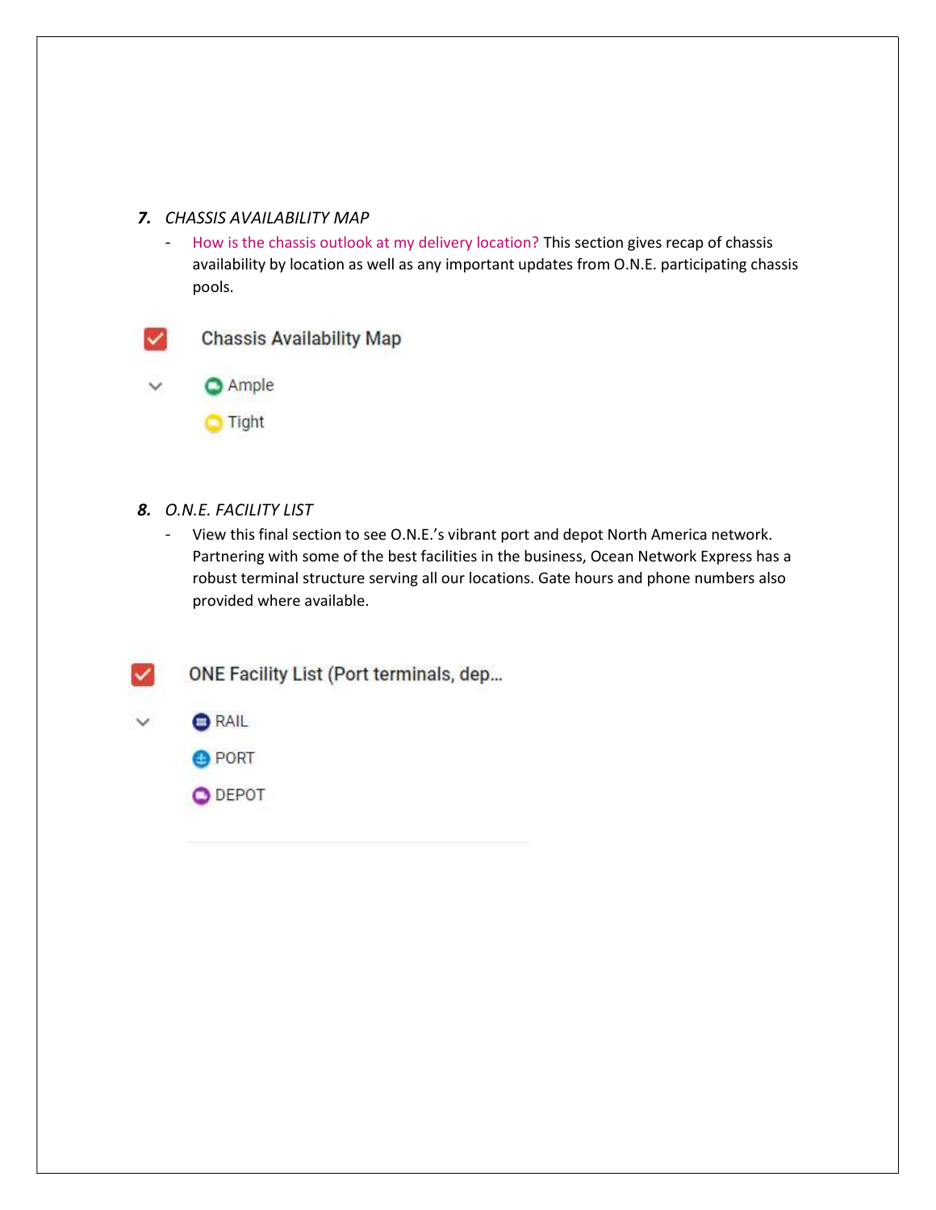*7. CHASSIS AVAILABILITY MAP*

- How is the chassis outlook at my delivery location? This section gives recap of chassis availability by location as well as any important updates from O.N.E. participating chassis pools.

Chassis Availability Map

Ample

Tight

*8. O.N.E. FACILITY LIST*

- View this final section to see O.N.E.'s vibrant port and depot North America network. Partnering with some of the best facilities in the business, Ocean Network Express has a robust terminal structure serving all our locations. Gate hours and phone numbers also provided where available.

ONE Facility List (Port terminals, dep...

RAIL

PORT

DEPOT